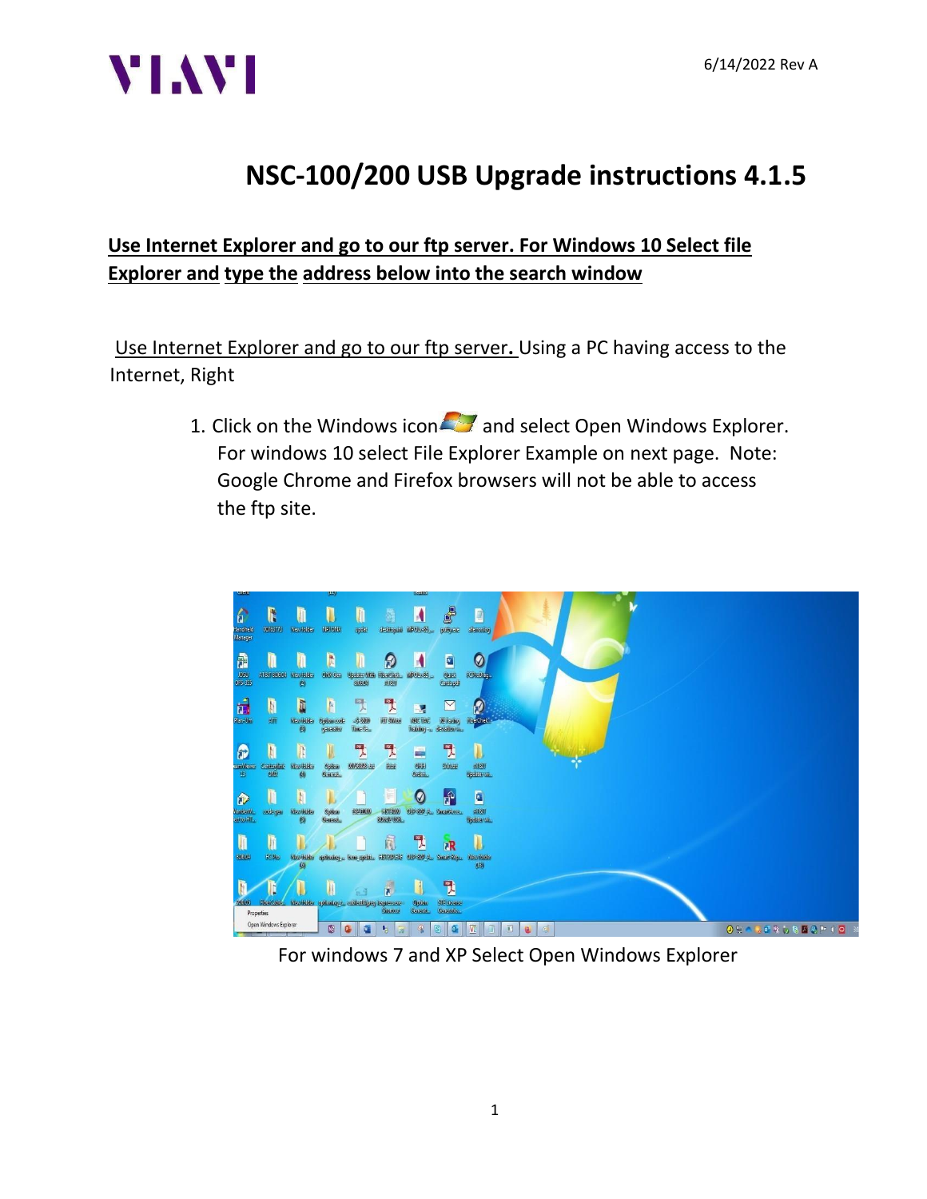# NSC-100/200 USB Upgrade instructions 4.1.5

**<u>Use Internet Explorer and go to our ftp server. For Windows 10 Select file Explorer and type the address below into the search window</u>**

<u>Use Internet Explorer and go to our ftp server</u>**.** Using a PC having access to the Internet, Right

1. Click on the Windows icon and select Open Windows Explorer. For windows 10 select File Explorer Example on next page. Note: Google Chrome and Firefox browsers will not be able to access the ftp site.

For windows 7 and XP Select Open Windows Explorer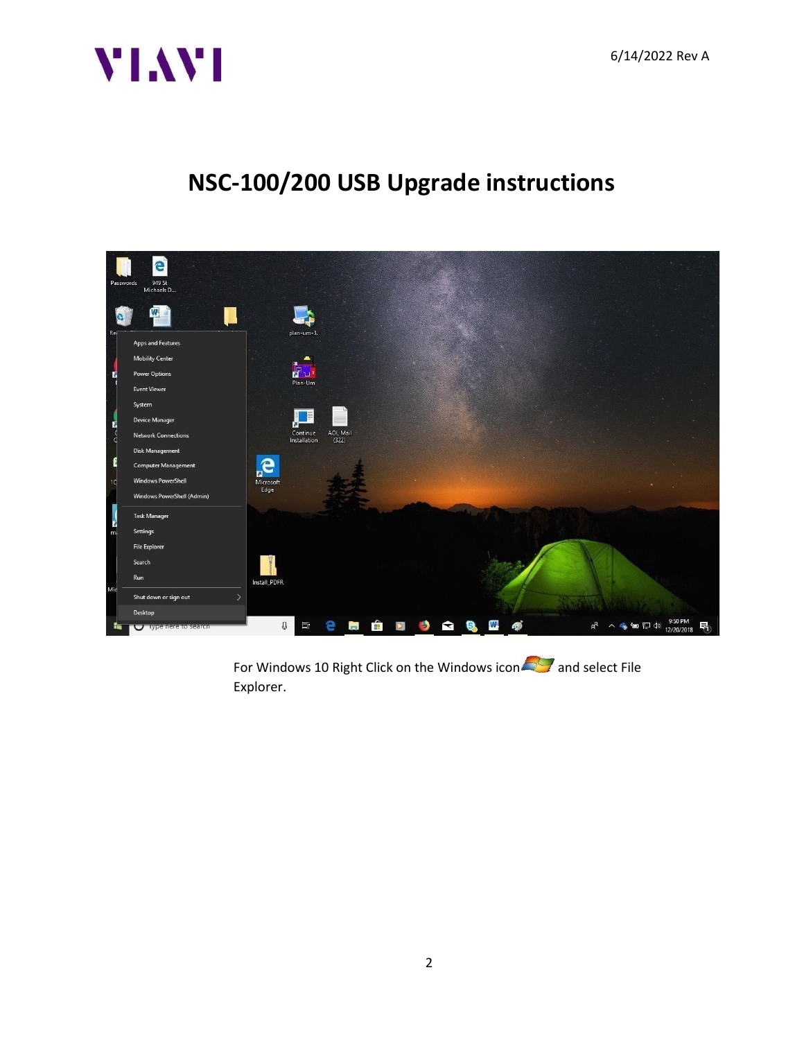# NSC-100/200 USB Upgrade instructions

For Windows 10 Right Click on the Windows icon and select File Explorer.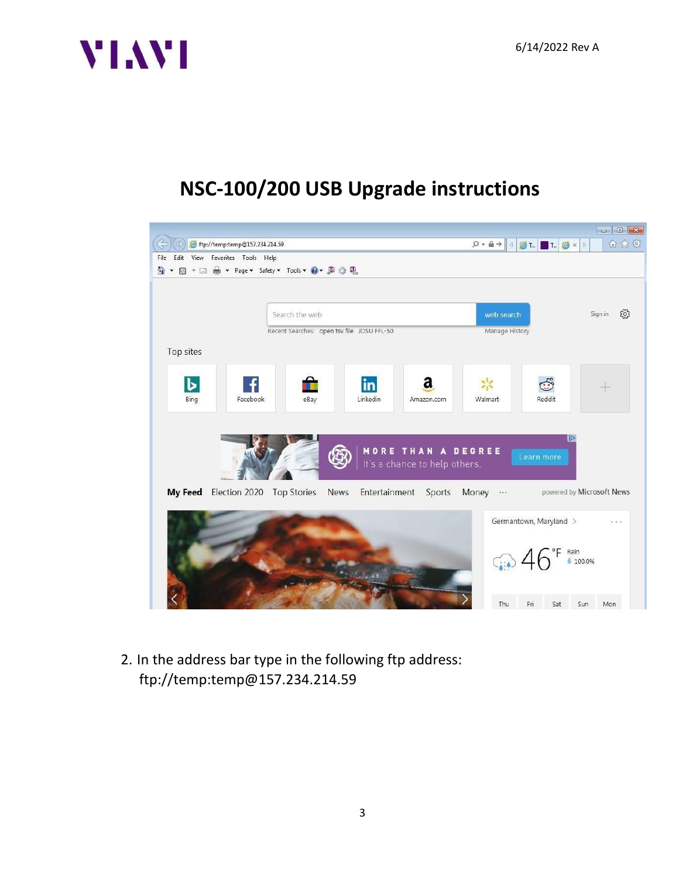# NSC-100/200 USB Upgrade instructions

2. In the address bar type in the following ftp address:
   ftp://temp:temp@157.234.214.59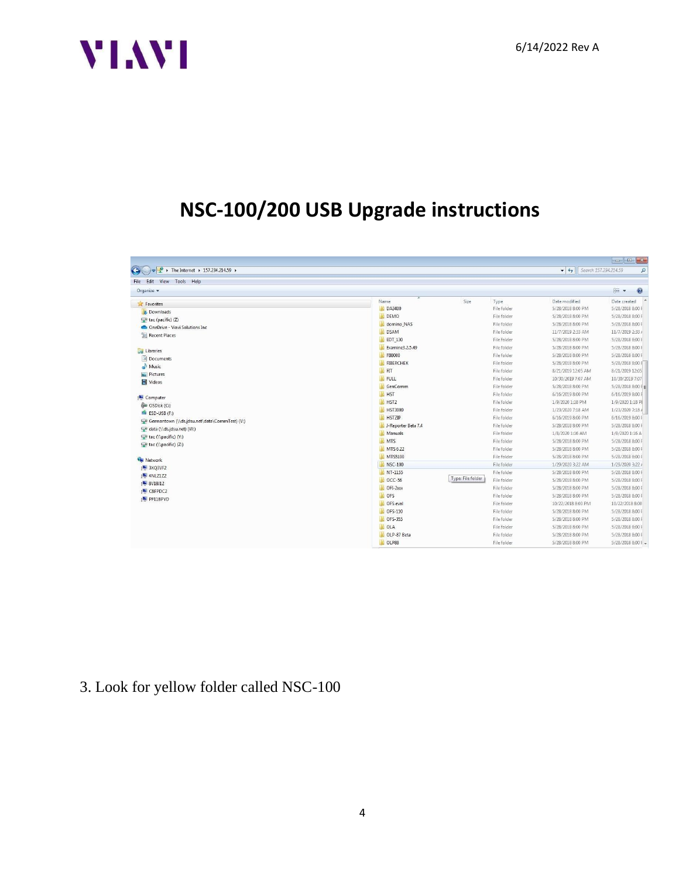# NSC-100/200 USB Upgrade instructions

3. Look for yellow folder called NSC-100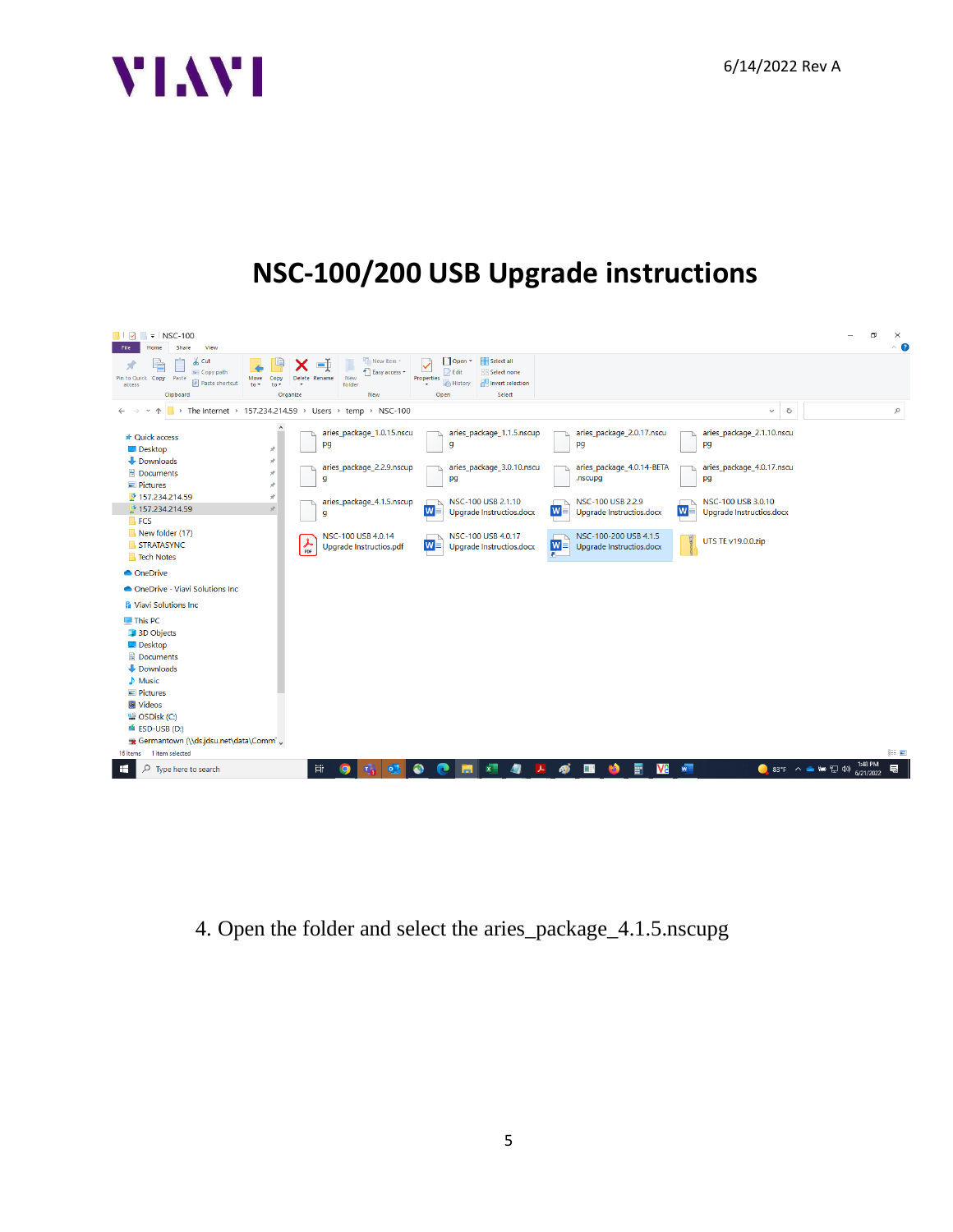# NSC-100/200 USB Upgrade instructions

4. Open the folder and select the aries_package_4.1.5.nscupg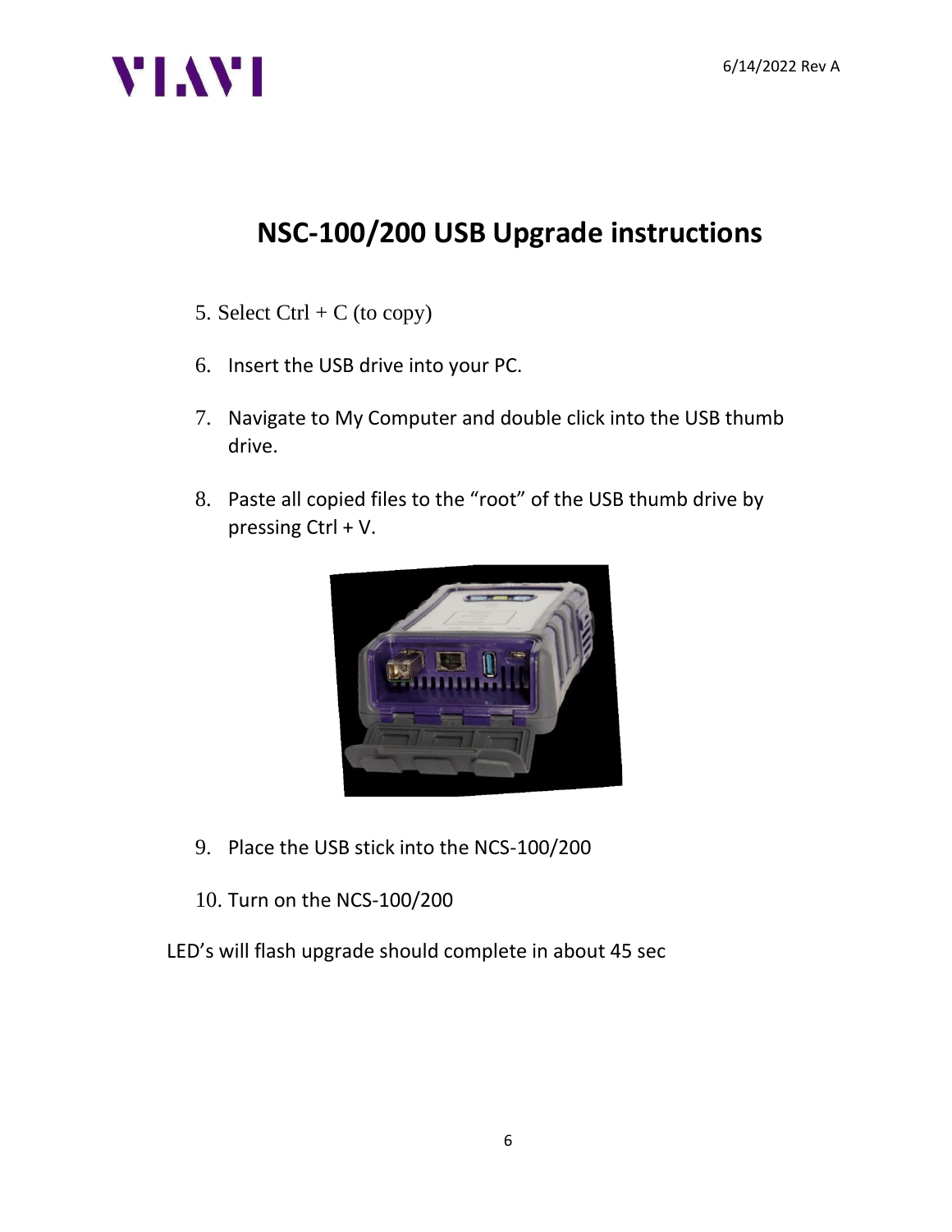# NSC-100/200 USB Upgrade instructions

5. Select Ctrl + C (to copy)
6. Insert the USB drive into your PC.
7. Navigate to My Computer and double click into the USB thumb drive.
8. Paste all copied files to the "root" of the USB thumb drive by pressing Ctrl + V.
9. Place the USB stick into the NCS-100/200
10. Turn on the NCS-100/200

LED's will flash upgrade should complete in about 45 sec